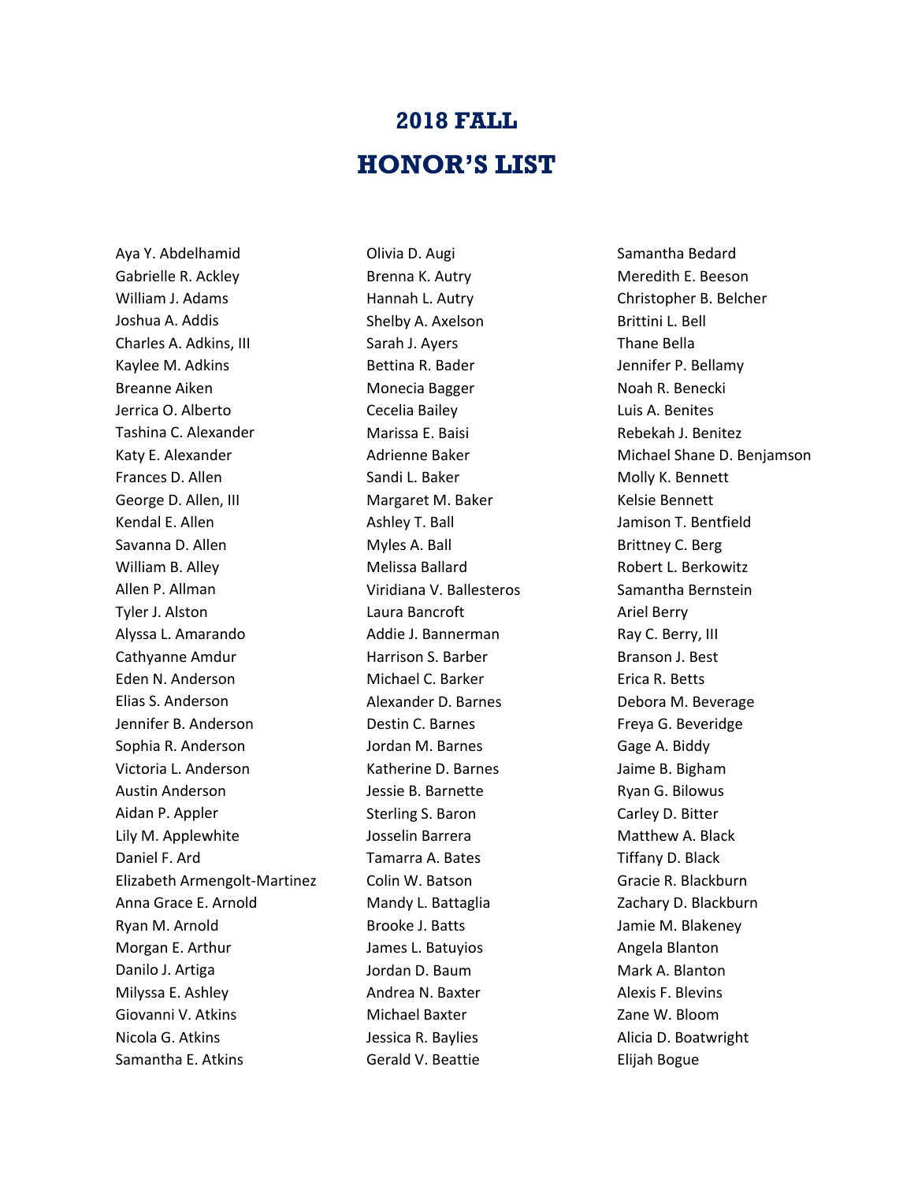# 2018 FALL

# HONOR'S LIST

Aya Y. Abdelhamid
Gabrielle R. Ackley
William J. Adams
Joshua A. Addis
Charles A. Adkins, III
Kaylee M. Adkins
Breanne Aiken
Jerrica O. Alberto
Tashina C. Alexander
Katy E. Alexander
Frances D. Allen
George D. Allen, III
Kendal E. Allen
Savanna D. Allen
William B. Alley
Allen P. Allman
Tyler J. Alston
Alyssa L. Amarando
Cathyanne Amdur
Eden N. Anderson
Elias S. Anderson
Jennifer B. Anderson
Sophia R. Anderson
Victoria L. Anderson
Austin Anderson
Aidan P. Appler
Lily M. Applewhite
Daniel F. Ard
Elizabeth Armengolt-Martinez
Anna Grace E. Arnold
Ryan M. Arnold
Morgan E. Arthur
Danilo J. Artiga
Milyssa E. Ashley
Giovanni V. Atkins
Nicola G. Atkins
Samantha E. Atkins
Olivia D. Augi
Brenna K. Autry
Hannah L. Autry
Shelby A. Axelson
Sarah J. Ayers
Bettina R. Bader
Monecia Bagger
Cecelia Bailey
Marissa E. Baisi
Adrienne Baker
Sandi L. Baker
Margaret M. Baker
Ashley T. Ball
Myles A. Ball
Melissa Ballard
Viridiana V. Ballesteros
Laura Bancroft
Addie J. Bannerman
Harrison S. Barber
Michael C. Barker
Alexander D. Barnes
Destin C. Barnes
Jordan M. Barnes
Katherine D. Barnes
Jessie B. Barnette
Sterling S. Baron
Josselin Barrera
Tamarra A. Bates
Colin W. Batson
Mandy L. Battaglia
Brooke J. Batts
James L. Batuyios
Jordan D. Baum
Andrea N. Baxter
Michael Baxter
Jessica R. Baylies
Gerald V. Beattie
Samantha Bedard
Meredith E. Beeson
Christopher B. Belcher
Brittini L. Bell
Thane Bella
Jennifer P. Bellamy
Noah R. Benecki
Luis A. Benites
Rebekah J. Benitez
Michael Shane D. Benjamson
Molly K. Bennett
Kelsie Bennett
Jamison T. Bentfield
Brittney C. Berg
Robert L. Berkowitz
Samantha Bernstein
Ariel Berry
Ray C. Berry, III
Branson J. Best
Erica R. Betts
Debora M. Beverage
Freya G. Beveridge
Gage A. Biddy
Jaime B. Bigham
Ryan G. Bilowus
Carley D. Bitter
Matthew A. Black
Tiffany D. Black
Gracie R. Blackburn
Zachary D. Blackburn
Jamie M. Blakeney
Angela Blanton
Mark A. Blanton
Alexis F. Blevins
Zane W. Bloom
Alicia D. Boatwright
Elijah Bogue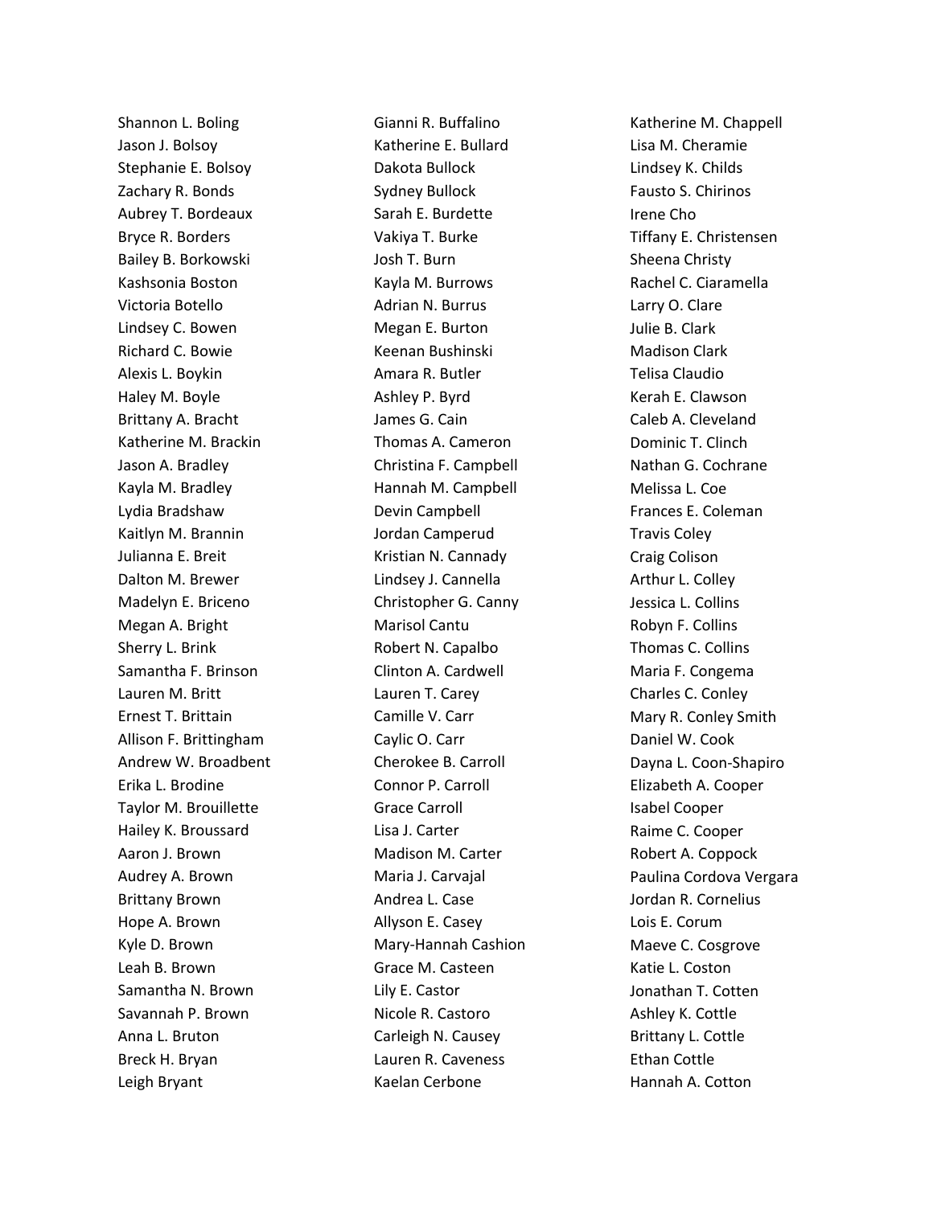Shannon L. Boling
Jason J. Bolsoy
Stephanie E. Bolsoy
Zachary R. Bonds
Aubrey T. Bordeaux
Bryce R. Borders
Bailey B. Borkowski
Kashsonia Boston
Victoria Botello
Lindsey C. Bowen
Richard C. Bowie
Alexis L. Boykin
Haley M. Boyle
Brittany A. Bracht
Katherine M. Brackin
Jason A. Bradley
Kayla M. Bradley
Lydia Bradshaw
Kaitlyn M. Brannin
Julianna E. Breit
Dalton M. Brewer
Madelyn E. Briceno
Megan A. Bright
Sherry L. Brink
Samantha F. Brinson
Lauren M. Britt
Ernest T. Brittain
Allison F. Brittingham
Andrew W. Broadbent
Erika L. Brodine
Taylor M. Brouillette
Hailey K. Broussard
Aaron J. Brown
Audrey A. Brown
Brittany Brown
Hope A. Brown
Kyle D. Brown
Leah B. Brown
Samantha N. Brown
Savannah P. Brown
Anna L. Bruton
Breck H. Bryan
Leigh Bryant
Gianni R. Buffalino
Katherine E. Bullard
Dakota Bullock
Sydney Bullock
Sarah E. Burdette
Vakiya T. Burke
Josh T. Burn
Kayla M. Burrows
Adrian N. Burrus
Megan E. Burton
Keenan Bushinski
Amara R. Butler
Ashley P. Byrd
James G. Cain
Thomas A. Cameron
Christina F. Campbell
Hannah M. Campbell
Devin Campbell
Jordan Camperud
Kristian N. Cannady
Lindsey J. Cannella
Christopher G. Canny
Marisol Cantu
Robert N. Capalbo
Clinton A. Cardwell
Lauren T. Carey
Camille V. Carr
Caylic O. Carr
Cherokee B. Carroll
Connor P. Carroll
Grace Carroll
Lisa J. Carter
Madison M. Carter
Maria J. Carvajal
Andrea L. Case
Allyson E. Casey
Mary-Hannah Cashion
Grace M. Casteen
Lily E. Castor
Nicole R. Castoro
Carleigh N. Causey
Lauren R. Caveness
Kaelan Cerbone
Katherine M. Chappell
Lisa M. Cheramie
Lindsey K. Childs
Fausto S. Chirinos
Irene Cho
Tiffany E. Christensen
Sheena Christy
Rachel C. Ciaramella
Larry O. Clare
Julie B. Clark
Madison Clark
Telisa Claudio
Kerah E. Clawson
Caleb A. Cleveland
Dominic T. Clinch
Nathan G. Cochrane
Melissa L. Coe
Frances E. Coleman
Travis Coley
Craig Colison
Arthur L. Colley
Jessica L. Collins
Robyn F. Collins
Thomas C. Collins
Maria F. Congema
Charles C. Conley
Mary R. Conley Smith
Daniel W. Cook
Dayna L. Coon-Shapiro
Elizabeth A. Cooper
Isabel Cooper
Raime C. Cooper
Robert A. Coppock
Paulina Cordova Vergara
Jordan R. Cornelius
Lois E. Corum
Maeve C. Cosgrove
Katie L. Coston
Jonathan T. Cotten
Ashley K. Cottle
Brittany L. Cottle
Ethan Cottle
Hannah A. Cotton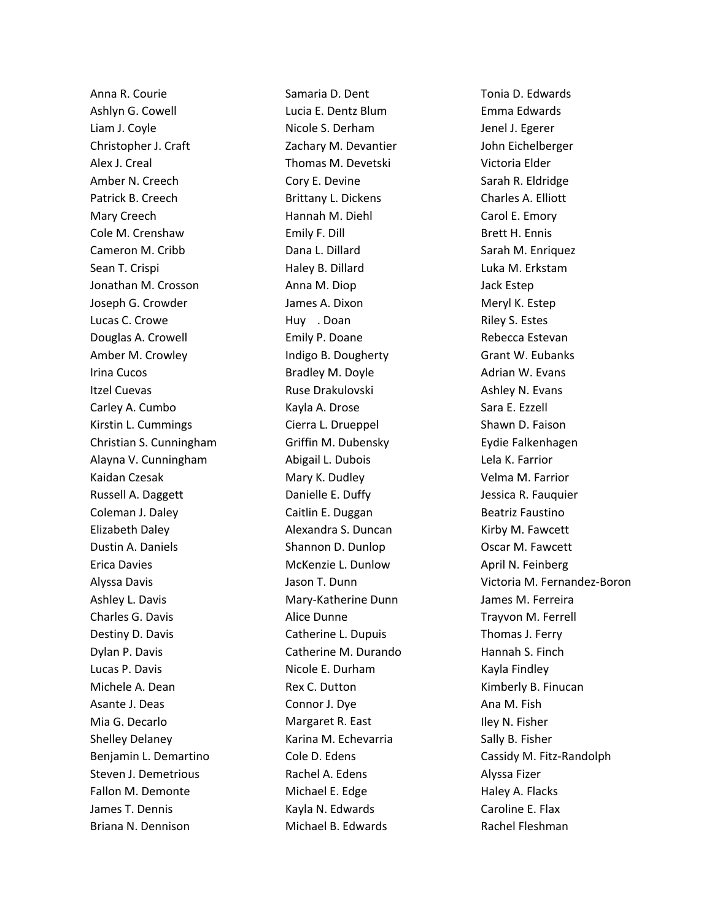Anna R. Courie
Ashlyn G. Cowell
Liam J. Coyle
Christopher J. Craft
Alex J. Creal
Amber N. Creech
Patrick B. Creech
Mary Creech
Cole M. Crenshaw
Cameron M. Cribb
Sean T. Crispi
Jonathan M. Crosson
Joseph G. Crowder
Lucas C. Crowe
Douglas A. Crowell
Amber M. Crowley
Irina Cucos
Itzel Cuevas
Carley A. Cumbo
Kirstin L. Cummings
Christian S. Cunningham
Alayna V. Cunningham
Kaidan Czesak
Russell A. Daggett
Coleman J. Daley
Elizabeth Daley
Dustin A. Daniels
Erica Davies
Alyssa Davis
Ashley L. Davis
Charles G. Davis
Destiny D. Davis
Dylan P. Davis
Lucas P. Davis
Michele A. Dean
Asante J. Deas
Mia G. Decarlo
Shelley Delaney
Benjamin L. Demartino
Steven J. Demetrious
Fallon M. Demonte
James T. Dennis
Briana N. Dennison
Samaria D. Dent
Lucia E. Dentz Blum
Nicole S. Derham
Zachary M. Devantier
Thomas M. Devetski
Cory E. Devine
Brittany L. Dickens
Hannah M. Diehl
Emily F. Dill
Dana L. Dillard
Haley B. Dillard
Anna M. Diop
James A. Dixon
Huy . Doan
Emily P. Doane
Indigo B. Dougherty
Bradley M. Doyle
Ruse Drakulovski
Kayla A. Drose
Cierra L. Drueppel
Griffin M. Dubensky
Abigail L. Dubois
Mary K. Dudley
Danielle E. Duffy
Caitlin E. Duggan
Alexandra S. Duncan
Shannon D. Dunlop
McKenzie L. Dunlow
Jason T. Dunn
Mary-Katherine Dunn
Alice Dunne
Catherine L. Dupuis
Catherine M. Durando
Nicole E. Durham
Rex C. Dutton
Connor J. Dye
Margaret R. East
Karina M. Echevarria
Cole D. Edens
Rachel A. Edens
Michael E. Edge
Kayla N. Edwards
Michael B. Edwards
Tonia D. Edwards
Emma Edwards
Jenel J. Egerer
John Eichelberger
Victoria Elder
Sarah R. Eldridge
Charles A. Elliott
Carol E. Emory
Brett H. Ennis
Sarah M. Enriquez
Luka M. Erkstam
Jack Estep
Meryl K. Estep
Riley S. Estes
Rebecca Estevan
Grant W. Eubanks
Adrian W. Evans
Ashley N. Evans
Sara E. Ezzell
Shawn D. Faison
Eydie Falkenhagen
Lela K. Farrior
Velma M. Farrior
Jessica R. Fauquier
Beatriz Faustino
Kirby M. Fawcett
Oscar M. Fawcett
April N. Feinberg
Victoria M. Fernandez-Boron
James M. Ferreira
Trayvon M. Ferrell
Thomas J. Ferry
Hannah S. Finch
Kayla Findley
Kimberly B. Finucan
Ana M. Fish
Iley N. Fisher
Sally B. Fisher
Cassidy M. Fitz-Randolph
Alyssa Fizer
Haley A. Flacks
Caroline E. Flax
Rachel Fleshman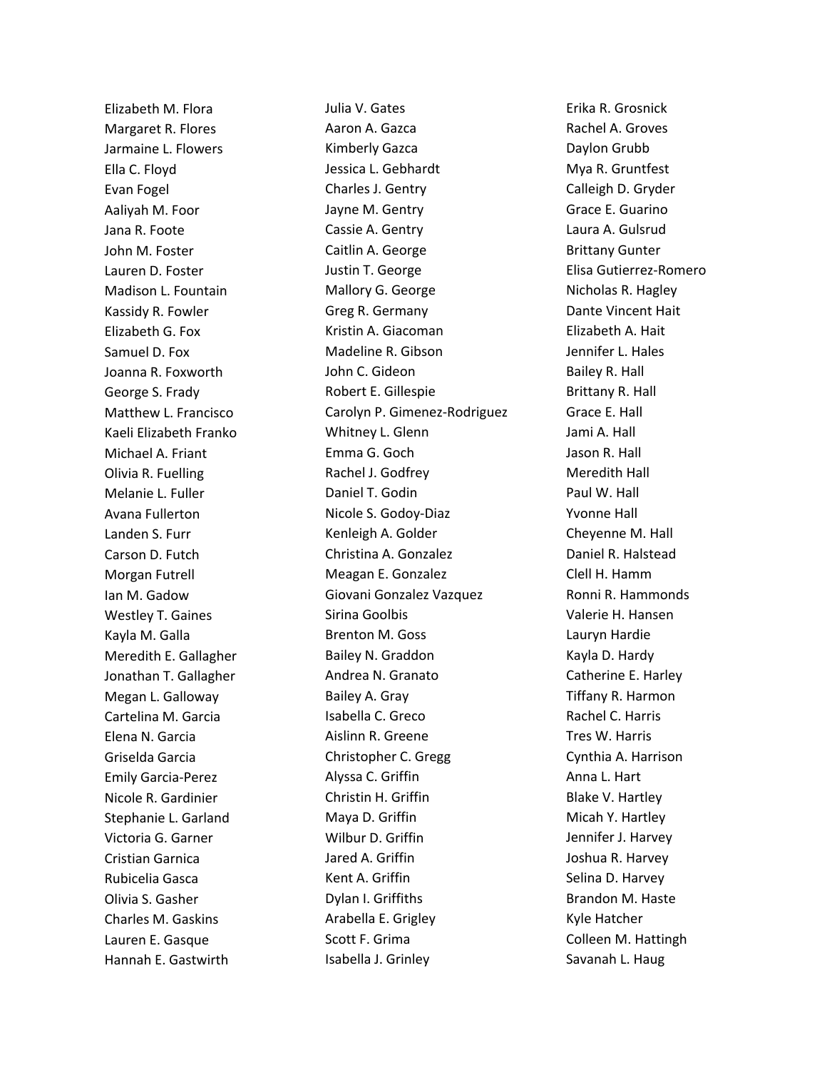Elizabeth M. Flora
Margaret R. Flores
Jarmaine L. Flowers
Ella C. Floyd
Evan Fogel
Aaliyah M. Foor
Jana R. Foote
John M. Foster
Lauren D. Foster
Madison L. Fountain
Kassidy R. Fowler
Elizabeth G. Fox
Samuel D. Fox
Joanna R. Foxworth
George S. Frady
Matthew L. Francisco
Kaeli Elizabeth Franko
Michael A. Friant
Olivia R. Fuelling
Melanie L. Fuller
Avana Fullerton
Landen S. Furr
Carson D. Futch
Morgan Futrell
Ian M. Gadow
Westley T. Gaines
Kayla M. Galla
Meredith E. Gallagher
Jonathan T. Gallagher
Megan L. Galloway
Cartelina M. Garcia
Elena N. Garcia
Griselda Garcia
Emily Garcia-Perez
Nicole R. Gardinier
Stephanie L. Garland
Victoria G. Garner
Cristian Garnica
Rubicelia Gasca
Olivia S. Gasher
Charles M. Gaskins
Lauren E. Gasque
Hannah E. Gastwirth
Julia V. Gates
Aaron A. Gazca
Kimberly Gazca
Jessica L. Gebhardt
Charles J. Gentry
Jayne M. Gentry
Cassie A. Gentry
Caitlin A. George
Justin T. George
Mallory G. George
Greg R. Germany
Kristin A. Giacoman
Madeline R. Gibson
John C. Gideon
Robert E. Gillespie
Carolyn P. Gimenez-Rodriguez
Whitney L. Glenn
Emma G. Goch
Rachel J. Godfrey
Daniel T. Godin
Nicole S. Godoy-Diaz
Kenleigh A. Golder
Christina A. Gonzalez
Meagan E. Gonzalez
Giovani Gonzalez Vazquez
Sirina Goolbis
Brenton M. Goss
Bailey N. Graddon
Andrea N. Granato
Bailey A. Gray
Isabella C. Greco
Aislinn R. Greene
Christopher C. Gregg
Alyssa C. Griffin
Christin H. Griffin
Maya D. Griffin
Wilbur D. Griffin
Jared A. Griffin
Kent A. Griffin
Dylan I. Griffiths
Arabella E. Grigley
Scott F. Grima
Isabella J. Grinley
Erika R. Grosnick
Rachel A. Groves
Daylon Grubb
Mya R. Gruntfest
Calleigh D. Gryder
Grace E. Guarino
Laura A. Gulsrud
Brittany Gunter
Elisa Gutierrez-Romero
Nicholas R. Hagley
Dante Vincent Hait
Elizabeth A. Hait
Jennifer L. Hales
Bailey R. Hall
Brittany R. Hall
Grace E. Hall
Jami A. Hall
Jason R. Hall
Meredith Hall
Paul W. Hall
Yvonne Hall
Cheyenne M. Hall
Daniel R. Halstead
Clell H. Hamm
Ronni R. Hammonds
Valerie H. Hansen
Lauryn Hardie
Kayla D. Hardy
Catherine E. Harley
Tiffany R. Harmon
Rachel C. Harris
Tres W. Harris
Cynthia A. Harrison
Anna L. Hart
Blake V. Hartley
Micah Y. Hartley
Jennifer J. Harvey
Joshua R. Harvey
Selina D. Harvey
Brandon M. Haste
Kyle Hatcher
Colleen M. Hattingh
Savanah L. Haug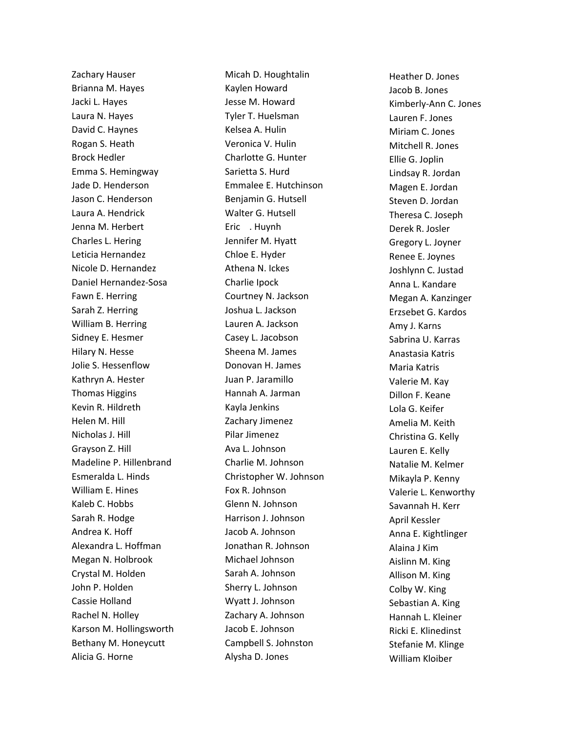Zachary Hauser
Brianna M. Hayes
Jacki L. Hayes
Laura N. Hayes
David C. Haynes
Rogan S. Heath
Brock Hedler
Emma S. Hemingway
Jade D. Henderson
Jason C. Henderson
Laura A. Hendrick
Jenna M. Herbert
Charles L. Hering
Leticia Hernandez
Nicole D. Hernandez
Daniel Hernandez-Sosa
Fawn E. Herring
Sarah Z. Herring
William B. Herring
Sidney E. Hesmer
Hilary N. Hesse
Jolie S. Hessenflow
Kathryn A. Hester
Thomas Higgins
Kevin R. Hildreth
Helen M. Hill
Nicholas J. Hill
Grayson Z. Hill
Madeline P. Hillenbrand
Esmeralda L. Hinds
William E. Hines
Kaleb C. Hobbs
Sarah R. Hodge
Andrea K. Hoff
Alexandra L. Hoffman
Megan N. Holbrook
Crystal M. Holden
John P. Holden
Cassie Holland
Rachel N. Holley
Karson M. Hollingsworth
Bethany M. Honeycutt
Alicia G. Horne
Micah D. Houghtalin
Kaylen Howard
Jesse M. Howard
Tyler T. Huelsman
Kelsea A. Hulin
Veronica V. Hulin
Charlotte G. Hunter
Sarietta S. Hurd
Emmalee E. Hutchinson
Benjamin G. Hutsell
Walter G. Hutsell
Eric . Huynh
Jennifer M. Hyatt
Chloe E. Hyder
Athena N. Ickes
Charlie Ipock
Courtney N. Jackson
Joshua L. Jackson
Lauren A. Jackson
Casey L. Jacobson
Sheena M. James
Donovan H. James
Juan P. Jaramillo
Hannah A. Jarman
Kayla Jenkins
Zachary Jimenez
Pilar Jimenez
Ava L. Johnson
Charlie M. Johnson
Christopher W. Johnson
Fox R. Johnson
Glenn N. Johnson
Harrison J. Johnson
Jacob A. Johnson
Jonathan R. Johnson
Michael Johnson
Sarah A. Johnson
Sherry L. Johnson
Wyatt J. Johnson
Zachary A. Johnson
Jacob E. Johnson
Campbell S. Johnston
Alysha D. Jones
Heather D. Jones
Jacob B. Jones
Kimberly-Ann C. Jones
Lauren F. Jones
Miriam C. Jones
Mitchell R. Jones
Ellie G. Joplin
Lindsay R. Jordan
Magen E. Jordan
Steven D. Jordan
Theresa C. Joseph
Derek R. Josler
Gregory L. Joyner
Renee E. Joynes
Joshlynn C. Justad
Anna L. Kandare
Megan A. Kanzinger
Erzsebet G. Kardos
Amy J. Karns
Sabrina U. Karras
Anastasia Katris
Maria Katris
Valerie M. Kay
Dillon F. Keane
Lola G. Keifer
Amelia M. Keith
Christina G. Kelly
Lauren E. Kelly
Natalie M. Kelmer
Mikayla P. Kenny
Valerie L. Kenworthy
Savannah H. Kerr
April Kessler
Anna E. Kightlinger
Alaina J Kim
Aislinn M. King
Allison M. King
Colby W. King
Sebastian A. King
Hannah L. Kleiner
Ricki E. Klinedinst
Stefanie M. Klinge
William Kloiber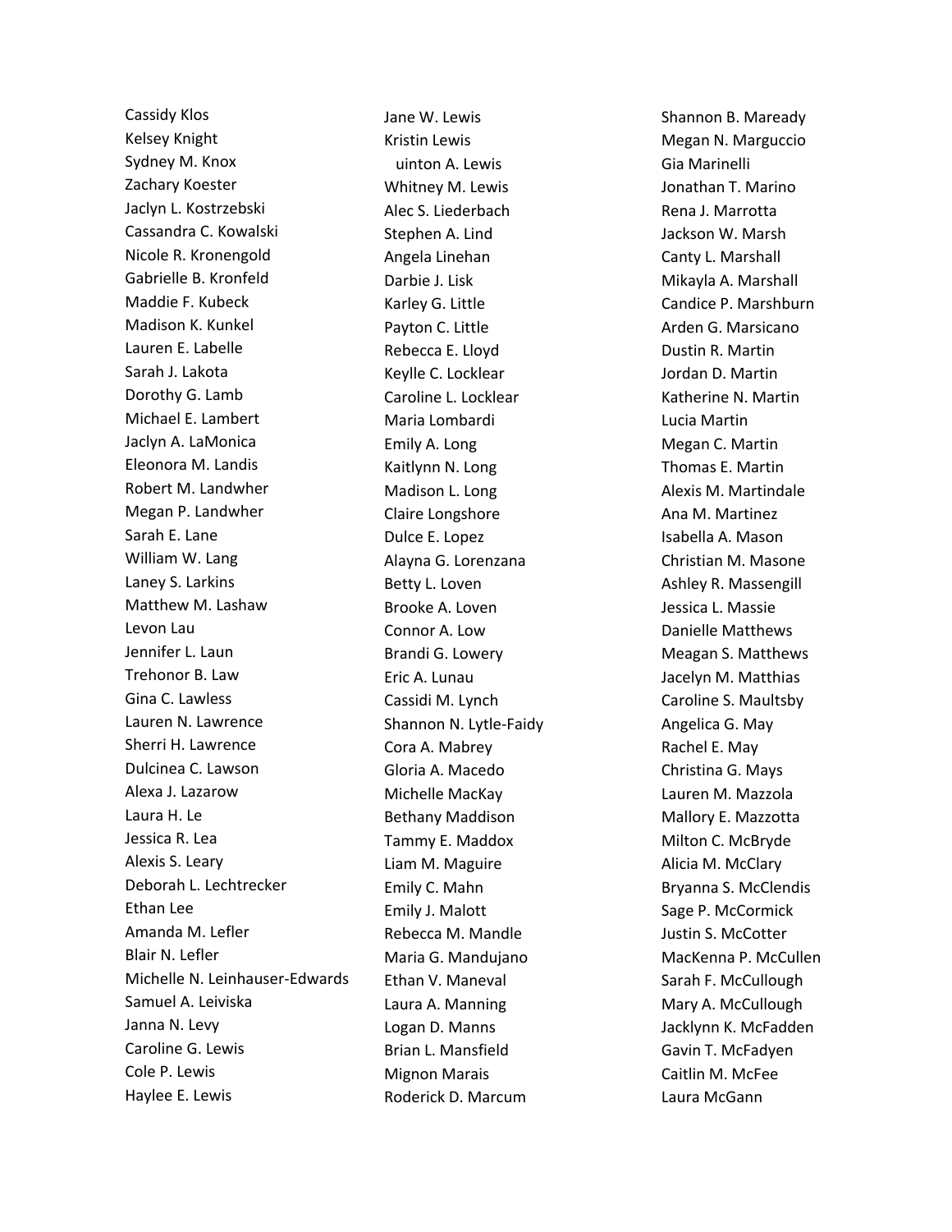Cassidy Klos
Kelsey Knight
Sydney M. Knox
Zachary Koester
Jaclyn L. Kostrzebski
Cassandra C. Kowalski
Nicole R. Kronengold
Gabrielle B. Kronfeld
Maddie F. Kubeck
Madison K. Kunkel
Lauren E. Labelle
Sarah J. Lakota
Dorothy G. Lamb
Michael E. Lambert
Jaclyn A. LaMonica
Eleonora M. Landis
Robert M. Landwher
Megan P. Landwher
Sarah E. Lane
William W. Lang
Laney S. Larkins
Matthew M. Lashaw
Levon Lau
Jennifer L. Laun
Trehonor B. Law
Gina C. Lawless
Lauren N. Lawrence
Sherri H. Lawrence
Dulcinea C. Lawson
Alexa J. Lazarow
Laura H. Le
Jessica R. Lea
Alexis S. Leary
Deborah L. Lechtrecker
Ethan Lee
Amanda M. Lefler
Blair N. Lefler
Michelle N. Leinhauser-Edwards
Samuel A. Leiviska
Janna N. Levy
Caroline G. Lewis
Cole P. Lewis
Haylee E. Lewis
Jane W. Lewis
Kristin Lewis
uinton A. Lewis
Whitney M. Lewis
Alec S. Liederbach
Stephen A. Lind
Angela Linehan
Darbie J. Lisk
Karley G. Little
Payton C. Little
Rebecca E. Lloyd
Keylle C. Locklear
Caroline L. Locklear
Maria Lombardi
Emily A. Long
Kaitlynn N. Long
Madison L. Long
Claire Longshore
Dulce E. Lopez
Alayna G. Lorenzana
Betty L. Loven
Brooke A. Loven
Connor A. Low
Brandi G. Lowery
Eric A. Lunau
Cassidi M. Lynch
Shannon N. Lytle-Faidy
Cora A. Mabrey
Gloria A. Macedo
Michelle MacKay
Bethany Maddison
Tammy E. Maddox
Liam M. Maguire
Emily C. Mahn
Emily J. Malott
Rebecca M. Mandle
Maria G. Mandujano
Ethan V. Maneval
Laura A. Manning
Logan D. Manns
Brian L. Mansfield
Mignon Marais
Roderick D. Marcum
Shannon B. Maready
Megan N. Marguccio
Gia Marinelli
Jonathan T. Marino
Rena J. Marrotta
Jackson W. Marsh
Canty L. Marshall
Mikayla A. Marshall
Candice P. Marshburn
Arden G. Marsicano
Dustin R. Martin
Jordan D. Martin
Katherine N. Martin
Lucia Martin
Megan C. Martin
Thomas E. Martin
Alexis M. Martindale
Ana M. Martinez
Isabella A. Mason
Christian M. Masone
Ashley R. Massengill
Jessica L. Massie
Danielle Matthews
Meagan S. Matthews
Jacelyn M. Matthias
Caroline S. Maultsby
Angelica G. May
Rachel E. May
Christina G. Mays
Lauren M. Mazzola
Mallory E. Mazzotta
Milton C. McBryde
Alicia M. McClary
Bryanna S. McClendis
Sage P. McCormick
Justin S. McCotter
MacKenna P. McCullen
Sarah F. McCullough
Mary A. McCullough
Jacklynn K. McFadden
Gavin T. McFadyen
Caitlin M. McFee
Laura McGann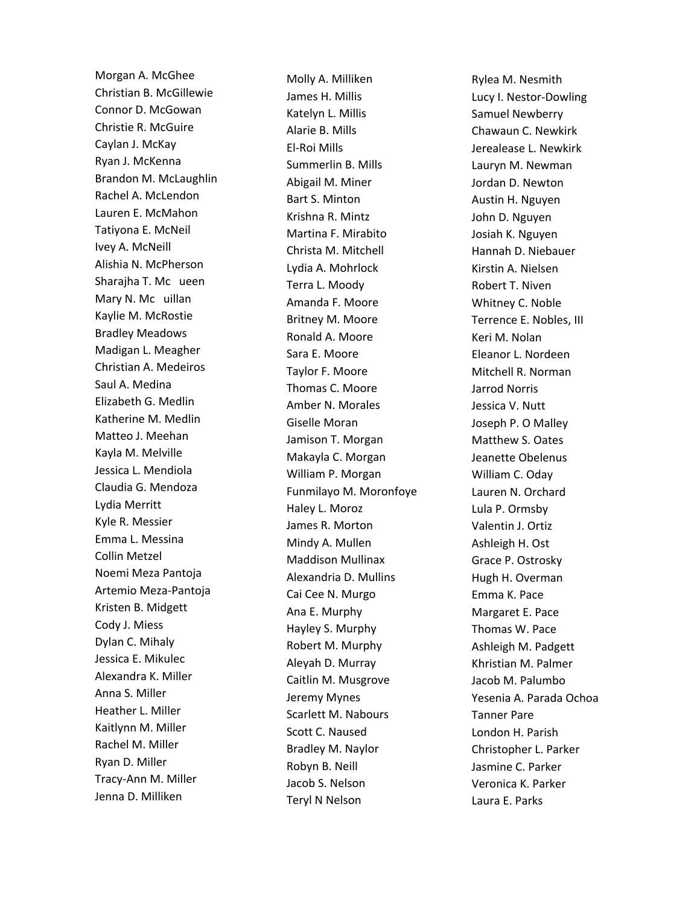Morgan A. McGhee
Christian B. McGillewie
Connor D. McGowan
Christie R. McGuire
Caylan J. McKay
Ryan J. McKenna
Brandon M. McLaughlin
Rachel A. McLendon
Lauren E. McMahon
Tatiyona E. McNeil
Ivey A. McNeill
Alishia N. McPherson
Sharajha T. Mc ueen
Mary N. Mc uillan
Kaylie M. McRostie
Bradley Meadows
Madigan L. Meagher
Christian A. Medeiros
Saul A. Medina
Elizabeth G. Medlin
Katherine M. Medlin
Matteo J. Meehan
Kayla M. Melville
Jessica L. Mendiola
Claudia G. Mendoza
Lydia Merritt
Kyle R. Messier
Emma L. Messina
Collin Metzel
Noemi Meza Pantoja
Artemio Meza-Pantoja
Kristen B. Midgett
Cody J. Miess
Dylan C. Mihaly
Jessica E. Mikulec
Alexandra K. Miller
Anna S. Miller
Heather L. Miller
Kaitlynn M. Miller
Rachel M. Miller
Ryan D. Miller
Tracy-Ann M. Miller
Jenna D. Milliken
Molly A. Milliken
James H. Millis
Katelyn L. Millis
Alarie B. Mills
El-Roi Mills
Summerlin B. Mills
Abigail M. Miner
Bart S. Minton
Krishna R. Mintz
Martina F. Mirabito
Christa M. Mitchell
Lydia A. Mohrlock
Terra L. Moody
Amanda F. Moore
Britney M. Moore
Ronald A. Moore
Sara E. Moore
Taylor F. Moore
Thomas C. Moore
Amber N. Morales
Giselle Moran
Jamison T. Morgan
Makayla C. Morgan
William P. Morgan
Funmilayo M. Moronfoye
Haley L. Moroz
James R. Morton
Mindy A. Mullen
Maddison Mullinax
Alexandria D. Mullins
Cai Cee N. Murgo
Ana E. Murphy
Hayley S. Murphy
Robert M. Murphy
Aleyah D. Murray
Caitlin M. Musgrove
Jeremy Mynes
Scarlett M. Nabours
Scott C. Naused
Bradley M. Naylor
Robyn B. Neill
Jacob S. Nelson
Teryl N Nelson
Rylea M. Nesmith
Lucy I. Nestor-Dowling
Samuel Newberry
Chawaun C. Newkirk
Jerealease L. Newkirk
Lauryn M. Newman
Jordan D. Newton
Austin H. Nguyen
John D. Nguyen
Josiah K. Nguyen
Hannah D. Niebauer
Kirstin A. Nielsen
Robert T. Niven
Whitney C. Noble
Terrence E. Nobles, III
Keri M. Nolan
Eleanor L. Nordeen
Mitchell R. Norman
Jarrod Norris
Jessica V. Nutt
Joseph P. O Malley
Matthew S. Oates
Jeanette Obelenus
William C. Oday
Lauren N. Orchard
Lula P. Ormsby
Valentin J. Ortiz
Ashleigh H. Ost
Grace P. Ostrosky
Hugh H. Overman
Emma K. Pace
Margaret E. Pace
Thomas W. Pace
Ashleigh M. Padgett
Khristian M. Palmer
Jacob M. Palumbo
Yesenia A. Parada Ochoa
Tanner Pare
London H. Parish
Christopher L. Parker
Jasmine C. Parker
Veronica K. Parker
Laura E. Parks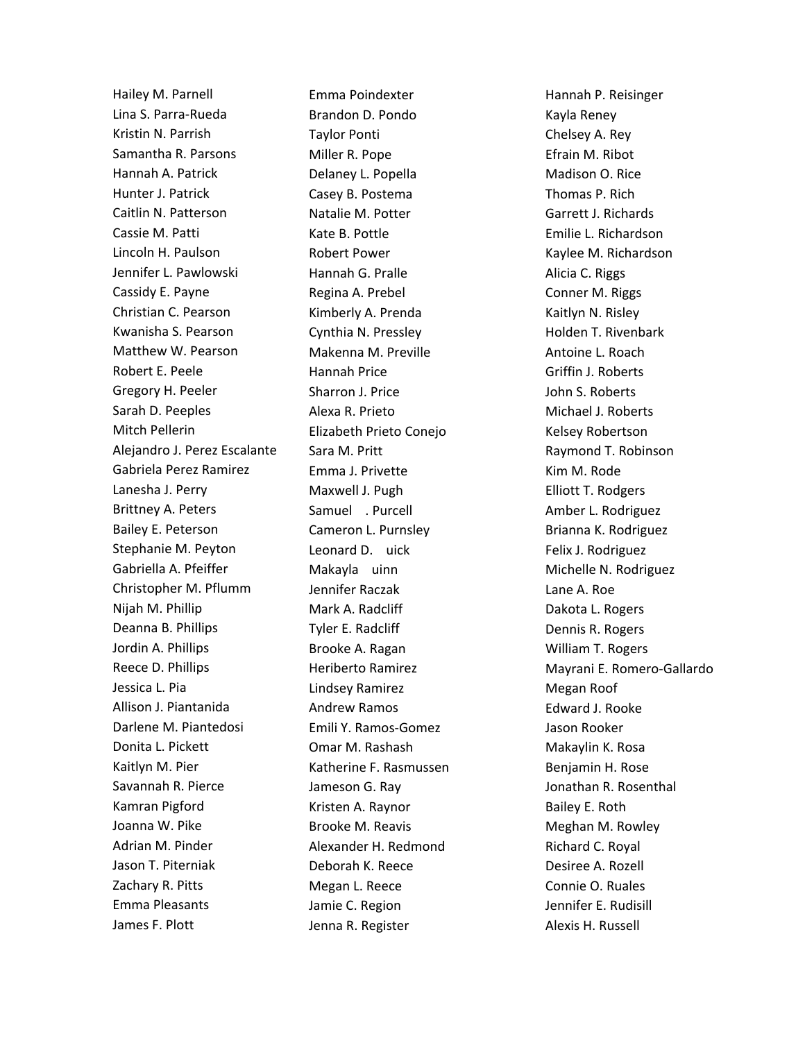Hailey M. Parnell
Lina S. Parra-Rueda
Kristin N. Parrish
Samantha R. Parsons
Hannah A. Patrick
Hunter J. Patrick
Caitlin N. Patterson
Cassie M. Patti
Lincoln H. Paulson
Jennifer L. Pawlowski
Cassidy E. Payne
Christian C. Pearson
Kwanisha S. Pearson
Matthew W. Pearson
Robert E. Peele
Gregory H. Peeler
Sarah D. Peeples
Mitch Pellerin
Alejandro J. Perez Escalante
Gabriela Perez Ramirez
Lanesha J. Perry
Brittney A. Peters
Bailey E. Peterson
Stephanie M. Peyton
Gabriella A. Pfeiffer
Christopher M. Pflumm
Nijah M. Phillip
Deanna B. Phillips
Jordin A. Phillips
Reece D. Phillips
Jessica L. Pia
Allison J. Piantanida
Darlene M. Piantedosi
Donita L. Pickett
Kaitlyn M. Pier
Savannah R. Pierce
Kamran Pigford
Joanna W. Pike
Adrian M. Pinder
Jason T. Piterniak
Zachary R. Pitts
Emma Pleasants
James F. Plott

Emma Poindexter
Brandon D. Pondo
Taylor Ponti
Miller R. Pope
Delaney L. Popella
Casey B. Postema
Natalie M. Potter
Kate B. Pottle
Robert Power
Hannah G. Pralle
Regina A. Prebel
Kimberly A. Prenda
Cynthia N. Pressley
Makenna M. Preville
Hannah Price
Sharron J. Price
Alexa R. Prieto
Elizabeth Prieto Conejo
Sara M. Pritt
Emma J. Privette
Maxwell J. Pugh
Samuel . Purcell
Cameron L. Purnsley
Leonard D. uick
Makayla uinn
Jennifer Raczak
Mark A. Radcliff
Tyler E. Radcliff
Brooke A. Ragan
Heriberto Ramirez
Lindsey Ramirez
Andrew Ramos
Emili Y. Ramos-Gomez
Omar M. Rashash
Katherine F. Rasmussen
Jameson G. Ray
Kristen A. Raynor
Brooke M. Reavis
Alexander H. Redmond
Deborah K. Reece
Megan L. Reece
Jamie C. Region
Jenna R. Register

Hannah P. Reisinger
Kayla Reney
Chelsey A. Rey
Efrain M. Ribot
Madison O. Rice
Thomas P. Rich
Garrett J. Richards
Emilie L. Richardson
Kaylee M. Richardson
Alicia C. Riggs
Conner M. Riggs
Kaitlyn N. Risley
Holden T. Rivenbark
Antoine L. Roach
Griffin J. Roberts
John S. Roberts
Michael J. Roberts
Kelsey Robertson
Raymond T. Robinson
Kim M. Rode
Elliott T. Rodgers
Amber L. Rodriguez
Brianna K. Rodriguez
Felix J. Rodriguez
Michelle N. Rodriguez
Lane A. Roe
Dakota L. Rogers
Dennis R. Rogers
William T. Rogers
Mayrani E. Romero-Gallardo
Megan Roof
Edward J. Rooke
Jason Rooker
Makaylin K. Rosa
Benjamin H. Rose
Jonathan R. Rosenthal
Bailey E. Roth
Meghan M. Rowley
Richard C. Royal
Desiree A. Rozell
Connie O. Ruales
Jennifer E. Rudisill
Alexis H. Russell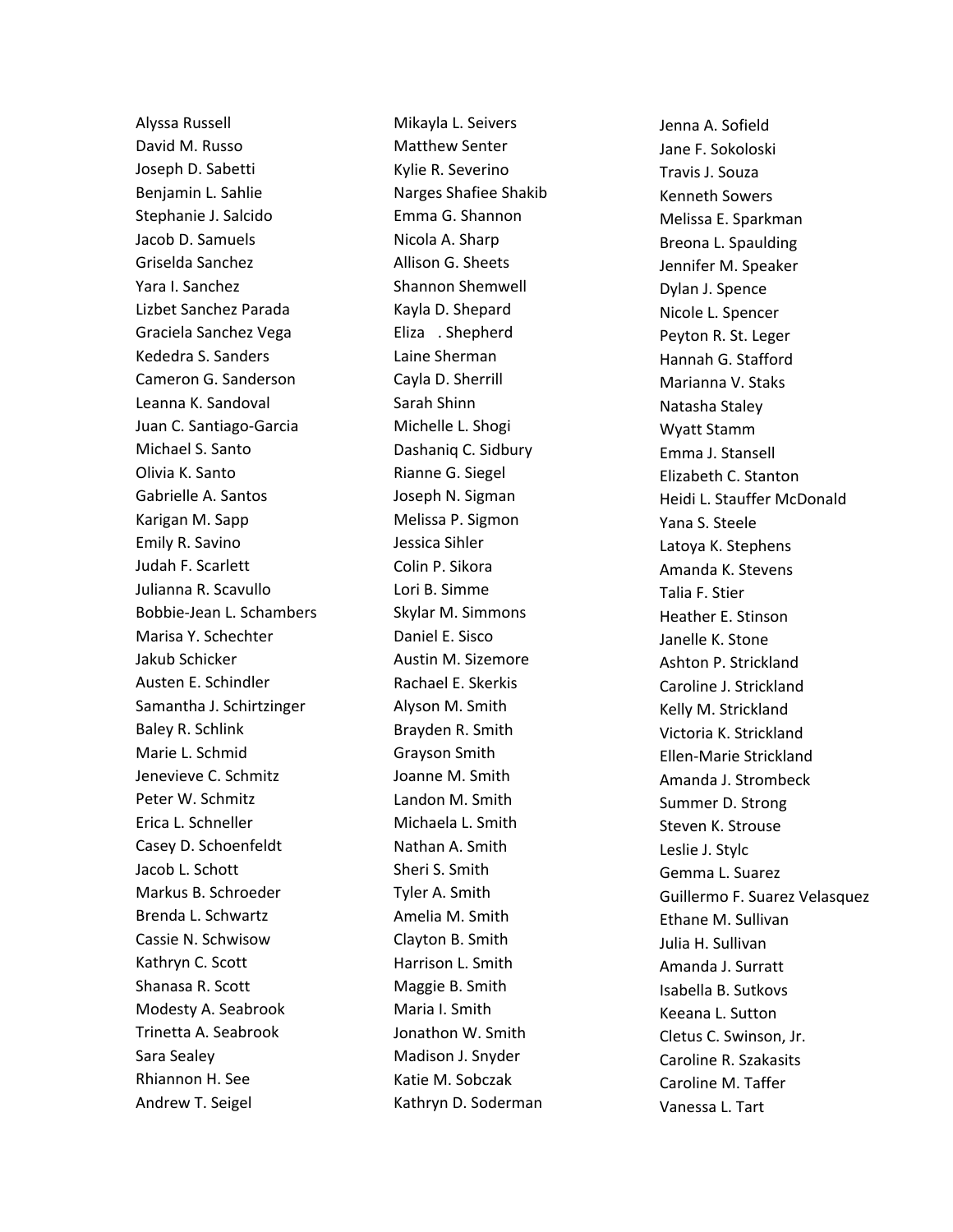Alyssa Russell
David M. Russo
Joseph D. Sabetti
Benjamin L. Sahlie
Stephanie J. Salcido
Jacob D. Samuels
Griselda Sanchez
Yara I. Sanchez
Lizbet Sanchez Parada
Graciela Sanchez Vega
Kededra S. Sanders
Cameron G. Sanderson
Leanna K. Sandoval
Juan C. Santiago-Garcia
Michael S. Santo
Olivia K. Santo
Gabrielle A. Santos
Karigan M. Sapp
Emily R. Savino
Judah F. Scarlett
Julianna R. Scavullo
Bobbie-Jean L. Schambers
Marisa Y. Schechter
Jakub Schicker
Austen E. Schindler
Samantha J. Schirtzinger
Baley R. Schlink
Marie L. Schmid
Jenevieve C. Schmitz
Peter W. Schmitz
Erica L. Schneller
Casey D. Schoenfeldt
Jacob L. Schott
Markus B. Schroeder
Brenda L. Schwartz
Cassie N. Schwisow
Kathryn C. Scott
Shanasa R. Scott
Modesty A. Seabrook
Trinetta A. Seabrook
Sara Sealey
Rhiannon H. See
Andrew T. Seigel
Mikayla L. Seivers
Matthew Senter
Kylie R. Severino
Narges Shafiee Shakib
Emma G. Shannon
Nicola A. Sharp
Allison G. Sheets
Shannon Shemwell
Kayla D. Shepard
Eliza . Shepherd
Laine Sherman
Cayla D. Sherrill
Sarah Shinn
Michelle L. Shogi
Dashaniq C. Sidbury
Rianne G. Siegel
Joseph N. Sigman
Melissa P. Sigmon
Jessica Sihler
Colin P. Sikora
Lori B. Simme
Skylar M. Simmons
Daniel E. Sisco
Austin M. Sizemore
Rachael E. Skerkis
Alyson M. Smith
Brayden R. Smith
Grayson Smith
Joanne M. Smith
Landon M. Smith
Michaela L. Smith
Nathan A. Smith
Sheri S. Smith
Tyler A. Smith
Amelia M. Smith
Clayton B. Smith
Harrison L. Smith
Maggie B. Smith
Maria I. Smith
Jonathon W. Smith
Madison J. Snyder
Katie M. Sobczak
Kathryn D. Soderman
Jenna A. Sofield
Jane F. Sokoloski
Travis J. Souza
Kenneth Sowers
Melissa E. Sparkman
Breona L. Spaulding
Jennifer M. Speaker
Dylan J. Spence
Nicole L. Spencer
Peyton R. St. Leger
Hannah G. Stafford
Marianna V. Staks
Natasha Staley
Wyatt Stamm
Emma J. Stansell
Elizabeth C. Stanton
Heidi L. Stauffer McDonald
Yana S. Steele
Latoya K. Stephens
Amanda K. Stevens
Talia F. Stier
Heather E. Stinson
Janelle K. Stone
Ashton P. Strickland
Caroline J. Strickland
Kelly M. Strickland
Victoria K. Strickland
Ellen-Marie Strickland
Amanda J. Strombeck
Summer D. Strong
Steven K. Strouse
Leslie J. Stylc
Gemma L. Suarez
Guillermo F. Suarez Velasquez
Ethane M. Sullivan
Julia H. Sullivan
Amanda J. Surratt
Isabella B. Sutkovs
Keeana L. Sutton
Cletus C. Swinson, Jr.
Caroline R. Szakasits
Caroline M. Taffer
Vanessa L. Tart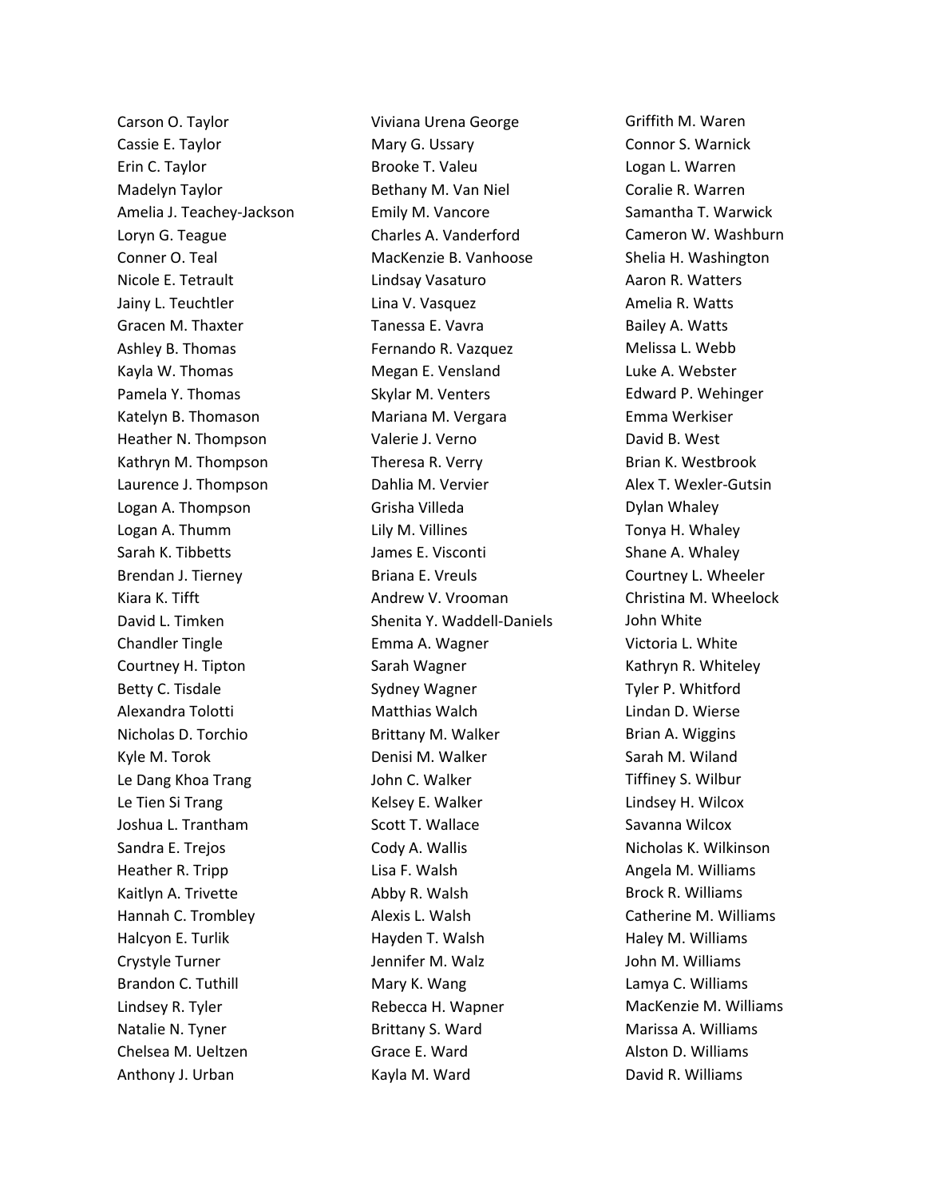Carson O. Taylor
Cassie E. Taylor
Erin C. Taylor
Madelyn Taylor
Amelia J. Teachey-Jackson
Loryn G. Teague
Conner O. Teal
Nicole E. Tetrault
Jainy L. Teuchtler
Gracen M. Thaxter
Ashley B. Thomas
Kayla W. Thomas
Pamela Y. Thomas
Katelyn B. Thomason
Heather N. Thompson
Kathryn M. Thompson
Laurence J. Thompson
Logan A. Thompson
Logan A. Thumm
Sarah K. Tibbetts
Brendan J. Tierney
Kiara K. Tifft
David L. Timken
Chandler Tingle
Courtney H. Tipton
Betty C. Tisdale
Alexandra Tolotti
Nicholas D. Torchio
Kyle M. Torok
Le Dang Khoa Trang
Le Tien Si Trang
Joshua L. Trantham
Sandra E. Trejos
Heather R. Tripp
Kaitlyn A. Trivette
Hannah C. Trombley
Halcyon E. Turlik
Crystyle Turner
Brandon C. Tuthill
Lindsey R. Tyler
Natalie N. Tyner
Chelsea M. Ueltzen
Anthony J. Urban
Viviana Urena George
Mary G. Ussary
Brooke T. Valeu
Bethany M. Van Niel
Emily M. Vancore
Charles A. Vanderford
MacKenzie B. Vanhoose
Lindsay Vasaturo
Lina V. Vasquez
Tanessa E. Vavra
Fernando R. Vazquez
Megan E. Vensland
Skylar M. Venters
Mariana M. Vergara
Valerie J. Verno
Theresa R. Verry
Dahlia M. Vervier
Grisha Villeda
Lily M. Villines
James E. Visconti
Briana E. Vreuls
Andrew V. Vrooman
Shenita Y. Waddell-Daniels
Emma A. Wagner
Sarah Wagner
Sydney Wagner
Matthias Walch
Brittany M. Walker
Denisi M. Walker
John C. Walker
Kelsey E. Walker
Scott T. Wallace
Cody A. Wallis
Lisa F. Walsh
Abby R. Walsh
Alexis L. Walsh
Hayden T. Walsh
Jennifer M. Walz
Mary K. Wang
Rebecca H. Wapner
Brittany S. Ward
Grace E. Ward
Kayla M. Ward
Griffith M. Waren
Connor S. Warnick
Logan L. Warren
Coralie R. Warren
Samantha T. Warwick
Cameron W. Washburn
Shelia H. Washington
Aaron R. Watters
Amelia R. Watts
Bailey A. Watts
Melissa L. Webb
Luke A. Webster
Edward P. Wehinger
Emma Werkiser
David B. West
Brian K. Westbrook
Alex T. Wexler-Gutsin
Dylan Whaley
Tonya H. Whaley
Shane A. Whaley
Courtney L. Wheeler
Christina M. Wheelock
John White
Victoria L. White
Kathryn R. Whiteley
Tyler P. Whitford
Lindan D. Wierse
Brian A. Wiggins
Sarah M. Wiland
Tiffiney S. Wilbur
Lindsey H. Wilcox
Savanna Wilcox
Nicholas K. Wilkinson
Angela M. Williams
Brock R. Williams
Catherine M. Williams
Haley M. Williams
John M. Williams
Lamya C. Williams
MacKenzie M. Williams
Marissa A. Williams
Alston D. Williams
David R. Williams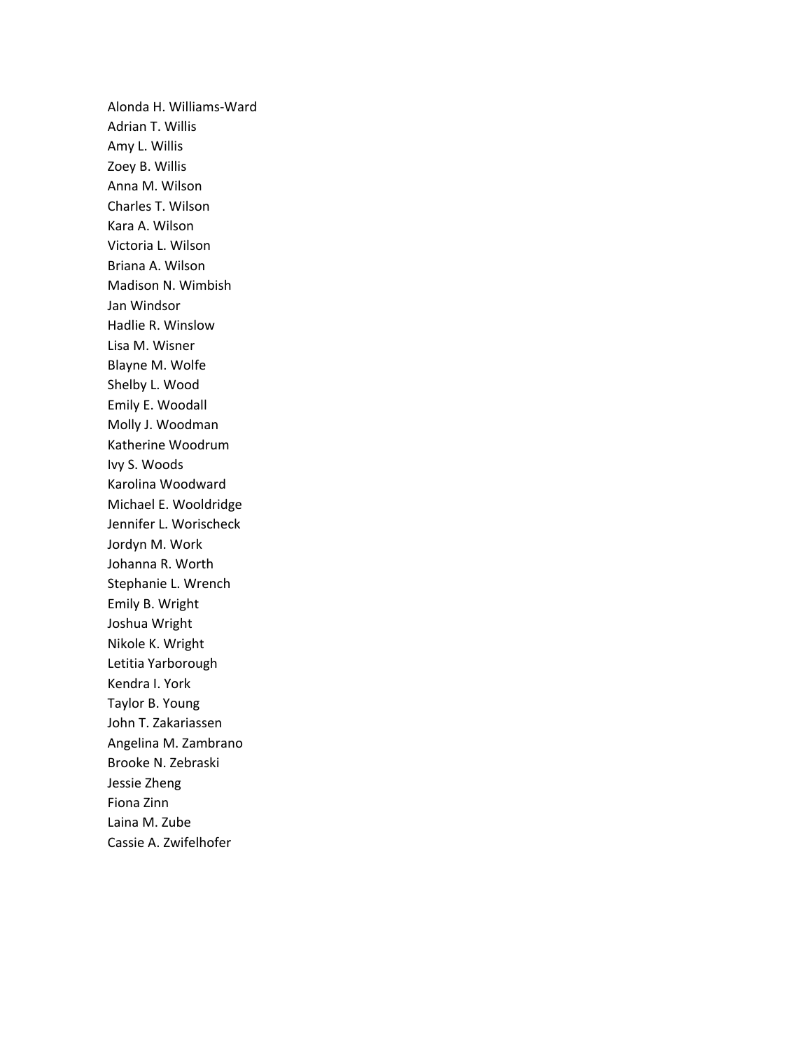Alonda H. Williams-Ward
Adrian T. Willis
Amy L. Willis
Zoey B. Willis
Anna M. Wilson
Charles T. Wilson
Kara A. Wilson
Victoria L. Wilson
Briana A. Wilson
Madison N. Wimbish
Jan Windsor
Hadlie R. Winslow
Lisa M. Wisner
Blayne M. Wolfe
Shelby L. Wood
Emily E. Woodall
Molly J. Woodman
Katherine Woodrum
Ivy S. Woods
Karolina Woodward
Michael E. Wooldridge
Jennifer L. Worischeck
Jordyn M. Work
Johanna R. Worth
Stephanie L. Wrench
Emily B. Wright
Joshua Wright
Nikole K. Wright
Letitia Yarborough
Kendra I. York
Taylor B. Young
John T. Zakariassen
Angelina M. Zambrano
Brooke N. Zebraski
Jessie Zheng
Fiona Zinn
Laina M. Zube
Cassie A. Zwifelhofer